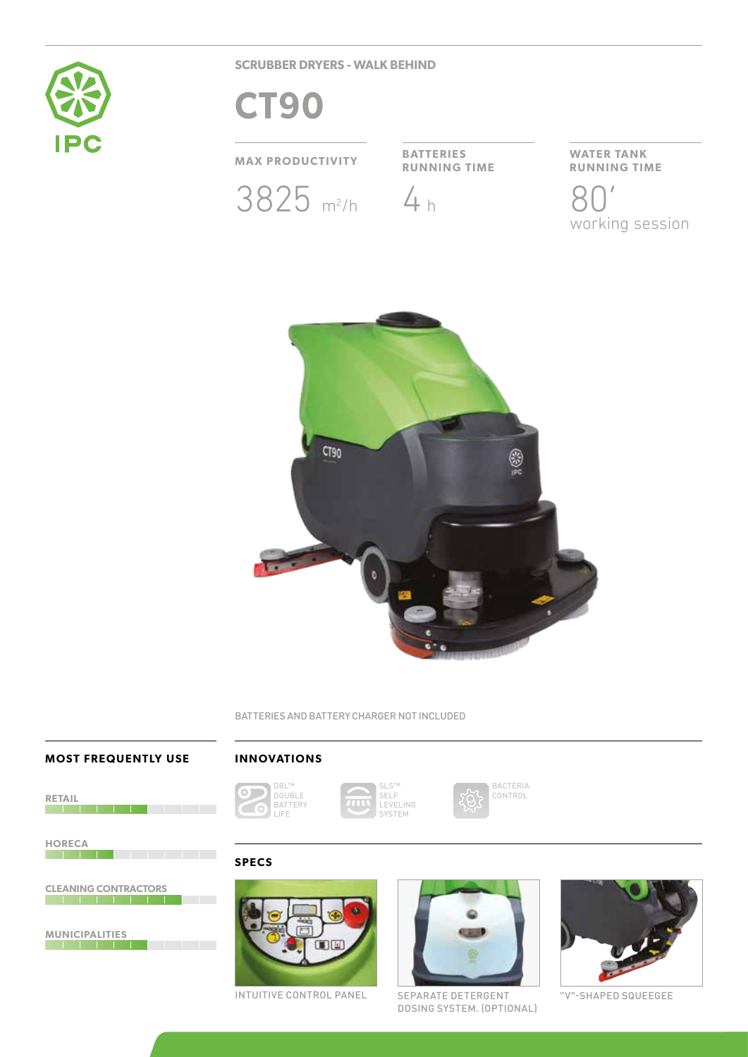IPC

SCRUBBER DRYERS - WALK BEHIND

# CT90

| MAX PRODUCTIVITY | BATTERIES RUNNING TIME | WATER TANK RUNNING TIME |
| --- | --- | --- |
| 3825 $m^2/h$ | 4 h | 80' working session |

BATTERIES AND BATTERY CHARGER NOT INCLUDED

## MOST FREQUENTLY USE

- RETAIL
- HORECA
- CLEANING CONTRACTORS
- MUNICIPALITIES

## INNOVATIONS

- DBL™ DOUBLE BATTERY LIFE
- SLS™ SELF LEVELING SYSTEM
- BACTERIA CONTROL

## SPECS

INTUITIVE CONTROL PANEL

SEPARATE DETERGENT DOSING SYSTEM. (OPTIONAL)

"V"-SHAPED SQUEEGEE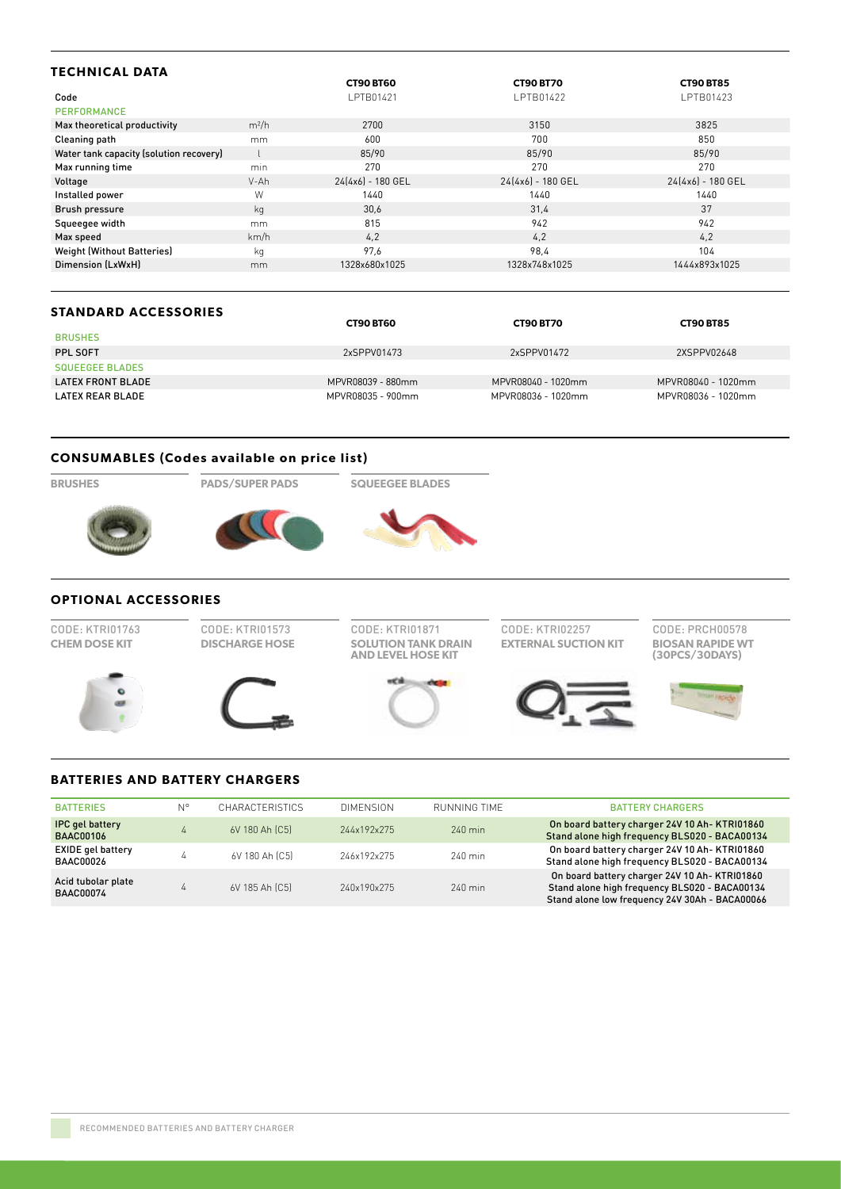## TECHNICAL DATA

| | | CT90 BT60 | CT90 BT70 | CT90 BT85 |
|---|---|---|---|---|
| Code | | LPTB01421 | LPTB01422 | LPTB01423 |
| PERFORMANCE | | | | |
| Max theoretical productivity | $m^2/h$ | 2700 | 3150 | 3825 |
| Cleaning path | mm | 600 | 700 | 850 |
| Water tank capacity (solution recovery) | l | 85/90 | 85/90 | 85/90 |
| Max running time | min | 270 | 270 | 270 |
| Voltage | V-Ah | 24(4x6) - 180 GEL | 24(4x6) - 180 GEL | 24(4x6) - 180 GEL |
| Installed power | W | 1440 | 1440 | 1440 |
| Brush pressure | kg | 30,6 | 31,4 | 37 |
| Squeegee width | mm | 815 | 942 | 942 |
| Max speed | km/h | 4,2 | 4,2 | 4,2 |
| Weight (Without Batteries) | kg | 97,6 | 98,4 | 104 |
| Dimension (LxWxH) | mm | 1328x680x1025 | 1328x748x1025 | 1444x893x1025 |

## STANDARD ACCESSORIES

| | CT90 BT60 | CT90 BT70 | CT90 BT85 |
|---|---|---|---|
| BRUSHES | | | |
| PPL SOFT | 2xSPPV01473 | 2xSPPV01472 | 2XSPPV02648 |
| SQUEEGEE BLADES | | | |
| LATEX FRONT BLADE | MPVR08039 - 880mm | MPVR08040 - 1020mm | MPVR08040 - 1020mm |
| LATEX REAR BLADE | MPVR08035 - 900mm | MPVR08036 - 1020mm | MPVR08036 - 1020mm |

## CONSUMABLES (Codes available on price list)

**BRUSHES**

**PADS/SUPER PADS**

**SQUEEGEE BLADES**

## OPTIONAL ACCESSORIES

CODE: KTRI01763
**CHEM DOSE KIT**

CODE: KTRI01573
**DISCHARGE HOSE**

CODE: KTRI01871
**SOLUTION TANK DRAIN AND LEVEL HOSE KIT**

CODE: KTRI02257
**EXTERNAL SUCTION KIT**

CODE: PRCH00578
**BIOSAN RAPIDE WT (30PCS/30DAYS)**

## BATTERIES AND BATTERY CHARGERS

| BATTERIES | N° | CHARACTERISTICS | DIMENSION | RUNNING TIME | BATTERY CHARGERS |
|---|---|---|---|---|---|
| IPC gel battery BAAC00106 | 4 | 6V 180 Ah (C5) | 244x192x275 | 240 min | On board battery charger 24V 10 Ah- KTRI01860<br>Stand alone high frequency BLS020 - BACA00134 |
| EXIDE gel battery BAAC00026 | 4 | 6V 180 Ah (C5) | 246x192x275 | 240 min | On board battery charger 24V 10 Ah- KTRI01860<br>Stand alone high frequency BLS020 - BACA00134 |
| Acid tubolar plate BAAC00074 | 4 | 6V 185 Ah (C5) | 240x190x275 | 240 min | On board battery charger 24V 10 Ah- KTRI01860<br>Stand alone high frequency BLS020 - BACA00134<br>Stand alone low frequency 24V 30Ah - BACA00066 |

RECOMMENDED BATTERIES AND BATTERY CHARGER